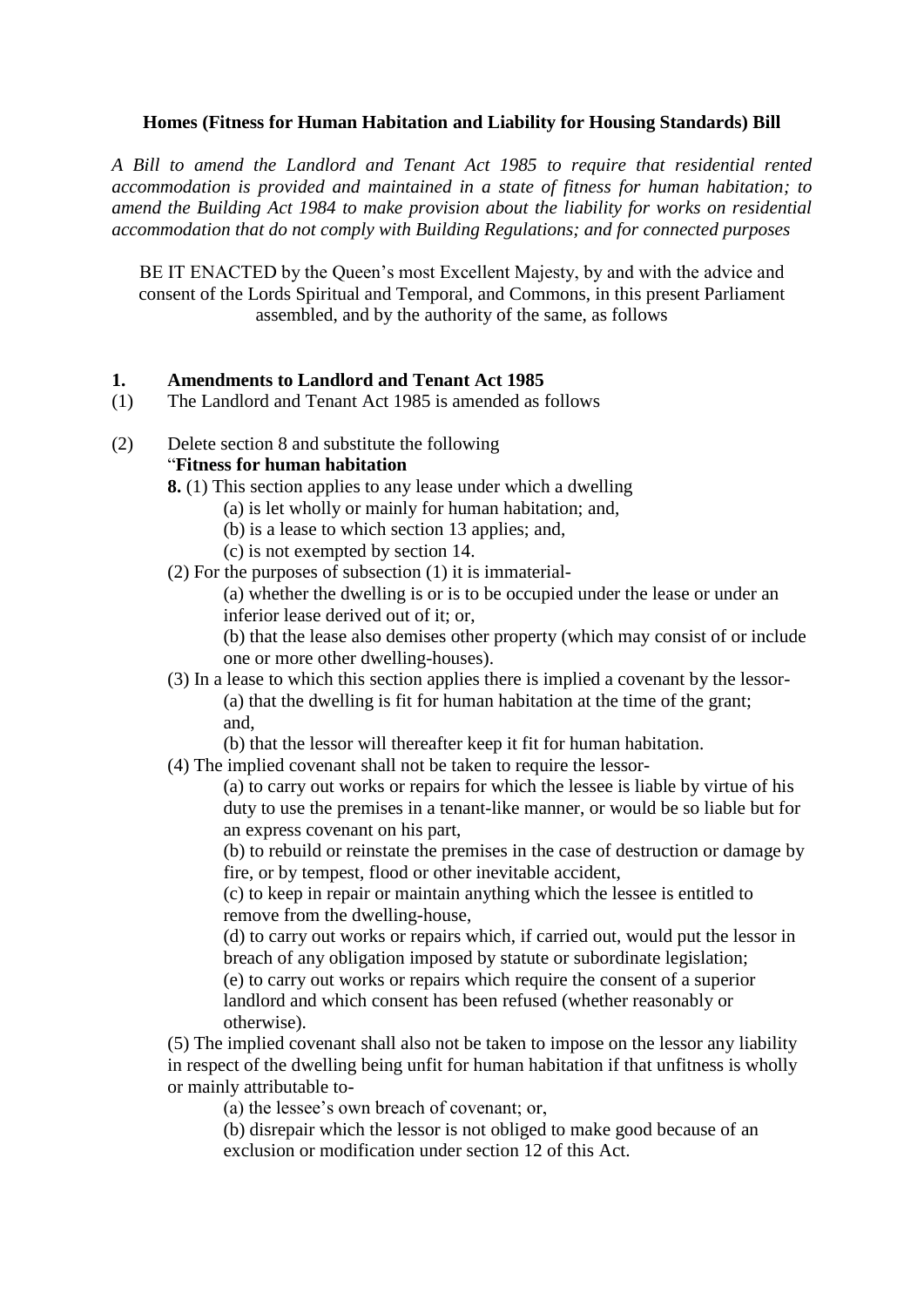**Homes (Fitness for Human Habitation and Liability for Housing Standards) Bill**

*A Bill to amend the Landlord and Tenant Act 1985 to require that residential rented accommodation is provided and maintained in a state of fitness for human habitation; to amend the Building Act 1984 to make provision about the liability for works on residential accommodation that do not comply with Building Regulations; and for connected purposes*

BE IT ENACTED by the Queen's most Excellent Majesty, by and with the advice and consent of the Lords Spiritual and Temporal, and Commons, in this present Parliament assembled, and by the authority of the same, as follows

**1. Amendments to Landlord and Tenant Act 1985**

(1) The Landlord and Tenant Act 1985 is amended as follows

(2) Delete section 8 and substitute the following

"**Fitness for human habitation**

**8.** (1) This section applies to any lease under which a dwelling

(a) is let wholly or mainly for human habitation; and,

(b) is a lease to which section 13 applies; and,

(c) is not exempted by section 14.

(2) For the purposes of subsection (1) it is immaterial-

(a) whether the dwelling is or is to be occupied under the lease or under an inferior lease derived out of it; or,

(b) that the lease also demises other property (which may consist of or include one or more other dwelling-houses).

(3) In a lease to which this section applies there is implied a covenant by the lessor-

(a) that the dwelling is fit for human habitation at the time of the grant; and,

(b) that the lessor will thereafter keep it fit for human habitation.

(4) The implied covenant shall not be taken to require the lessor-

(a) to carry out works or repairs for which the lessee is liable by virtue of his duty to use the premises in a tenant-like manner, or would be so liable but for an express covenant on his part,

(b) to rebuild or reinstate the premises in the case of destruction or damage by fire, or by tempest, flood or other inevitable accident,

(c) to keep in repair or maintain anything which the lessee is entitled to remove from the dwelling-house,

(d) to carry out works or repairs which, if carried out, would put the lessor in breach of any obligation imposed by statute or subordinate legislation;

(e) to carry out works or repairs which require the consent of a superior landlord and which consent has been refused (whether reasonably or otherwise).

(5) The implied covenant shall also not be taken to impose on the lessor any liability in respect of the dwelling being unfit for human habitation if that unfitness is wholly or mainly attributable to-

(a) the lessee's own breach of covenant; or,

(b) disrepair which the lessor is not obliged to make good because of an exclusion or modification under section 12 of this Act.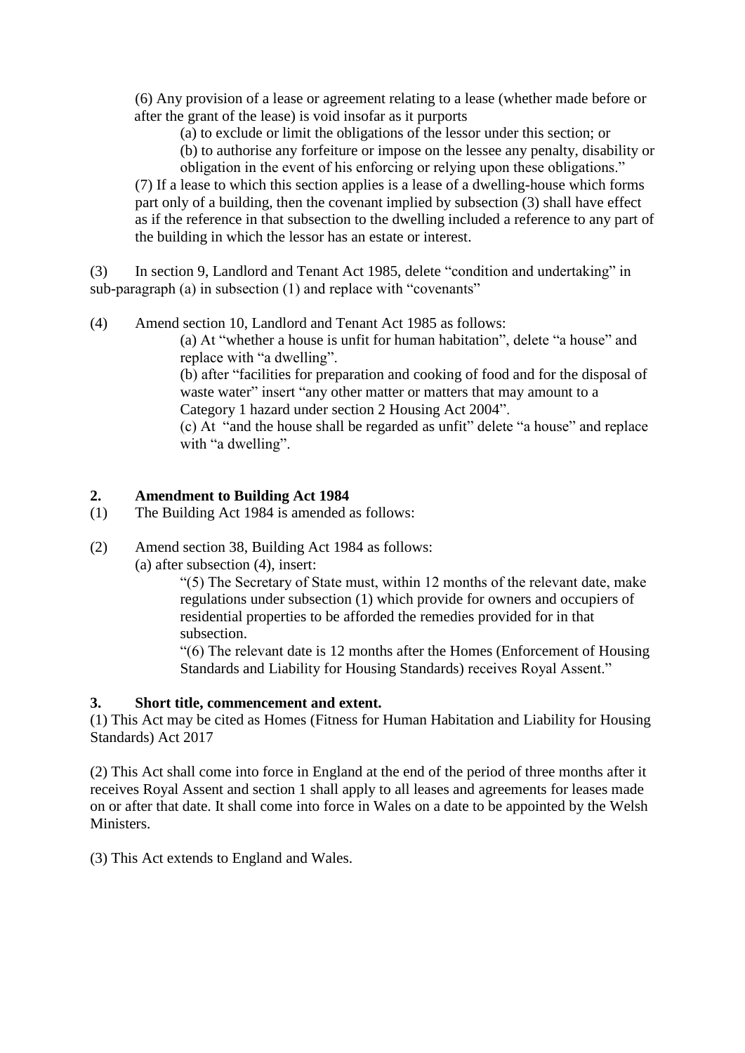(6) Any provision of a lease or agreement relating to a lease (whether made before or after the grant of the lease) is void insofar as it purports

(a) to exclude or limit the obligations of the lessor under this section; or

(b) to authorise any forfeiture or impose on the lessee any penalty, disability or obligation in the event of his enforcing or relying upon these obligations."

(7) If a lease to which this section applies is a lease of a dwelling-house which forms part only of a building, then the covenant implied by subsection (3) shall have effect as if the reference in that subsection to the dwelling included a reference to any part of the building in which the lessor has an estate or interest.

(3) In section 9, Landlord and Tenant Act 1985, delete "condition and undertaking" in sub-paragraph (a) in subsection (1) and replace with "covenants"

(4) Amend section 10, Landlord and Tenant Act 1985 as follows:

(a) At "whether a house is unfit for human habitation", delete "a house" and replace with "a dwelling".

(b) after "facilities for preparation and cooking of food and for the disposal of waste water" insert "any other matter or matters that may amount to a Category 1 hazard under section 2 Housing Act 2004".

(c) At "and the house shall be regarded as unfit" delete "a house" and replace with "a dwelling".

**2. Amendment to Building Act 1984**

(1) The Building Act 1984 is amended as follows:

(2) Amend section 38, Building Act 1984 as follows:

(a) after subsection (4), insert:

"(5) The Secretary of State must, within 12 months of the relevant date, make regulations under subsection (1) which provide for owners and occupiers of residential properties to be afforded the remedies provided for in that subsection.

"(6) The relevant date is 12 months after the Homes (Enforcement of Housing Standards and Liability for Housing Standards) receives Royal Assent."

**3. Short title, commencement and extent.**

(1) This Act may be cited as Homes (Fitness for Human Habitation and Liability for Housing Standards) Act 2017

(2) This Act shall come into force in England at the end of the period of three months after it receives Royal Assent and section 1 shall apply to all leases and agreements for leases made on or after that date. It shall come into force in Wales on a date to be appointed by the Welsh Ministers.

(3) This Act extends to England and Wales.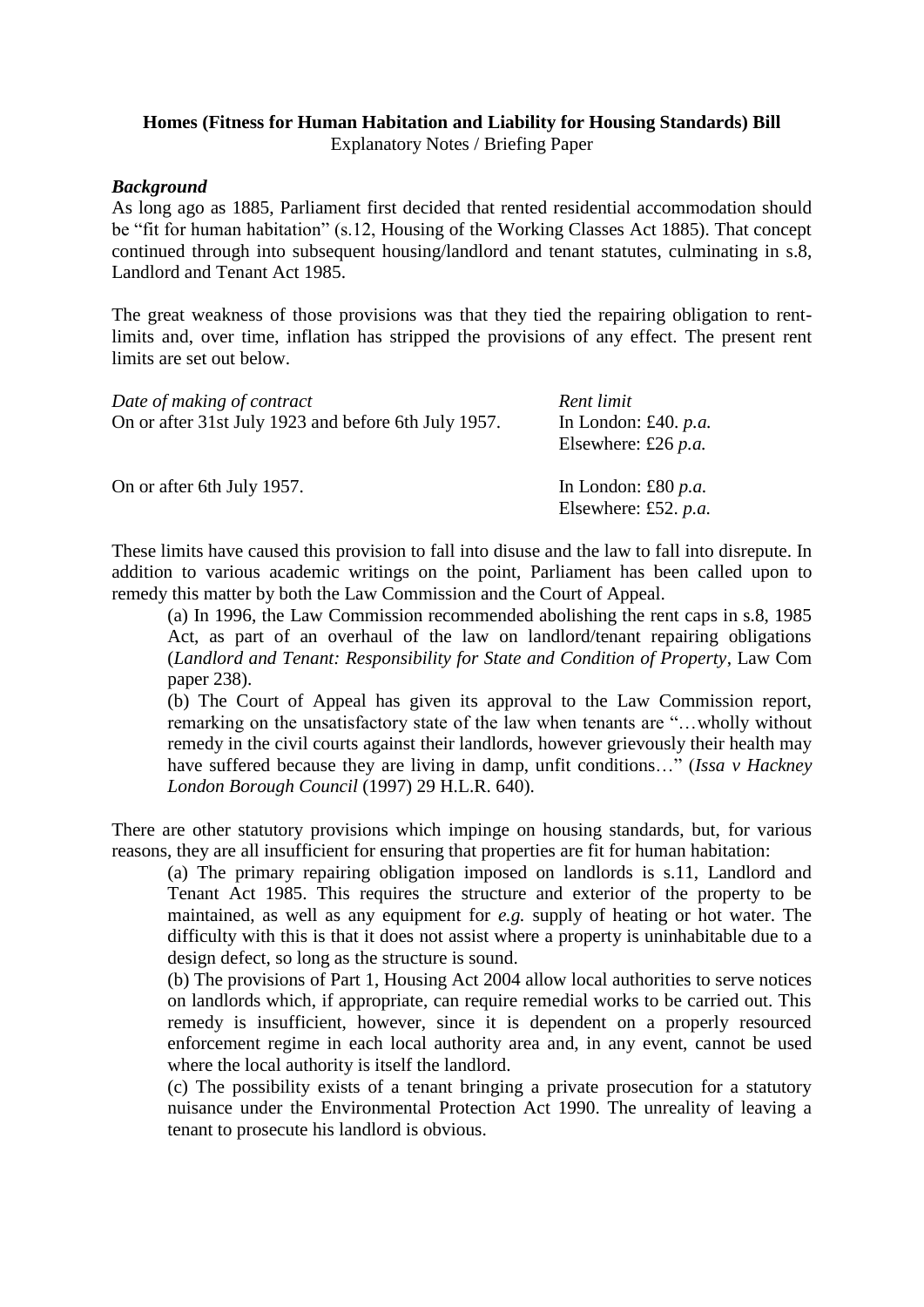**Homes (Fitness for Human Habitation and Liability for Housing Standards) Bill**
Explanatory Notes / Briefing Paper

***Background***

As long ago as 1885, Parliament first decided that rented residential accommodation should be "fit for human habitation" (s.12, Housing of the Working Classes Act 1885). That concept continued through into subsequent housing/landlord and tenant statutes, culminating in s.8, Landlord and Tenant Act 1985.

The great weakness of those provisions was that they tied the repairing obligation to rent-limits and, over time, inflation has stripped the provisions of any effect. The present rent limits are set out below.

| *Date of making of contract* | *Rent limit* |
|---|---|
| On or after 31st July 1923 and before 6th July 1957. | In London: £40. *p.a.*<br>Elsewhere: £26 *p.a.* |
| On or after 6th July 1957. | In London: £80 *p.a.*<br>Elsewhere: £52. *p.a.* |

These limits have caused this provision to fall into disuse and the law to fall into disrepute. In addition to various academic writings on the point, Parliament has been called upon to remedy this matter by both the Law Commission and the Court of Appeal.

(a) In 1996, the Law Commission recommended abolishing the rent caps in s.8, 1985 Act, as part of an overhaul of the law on landlord/tenant repairing obligations (*Landlord and Tenant: Responsibility for State and Condition of Property*, Law Com paper 238).

(b) The Court of Appeal has given its approval to the Law Commission report, remarking on the unsatisfactory state of the law when tenants are "…wholly without remedy in the civil courts against their landlords, however grievously their health may have suffered because they are living in damp, unfit conditions…" (*Issa v Hackney London Borough Council* (1997) 29 H.L.R. 640).

There are other statutory provisions which impinge on housing standards, but, for various reasons, they are all insufficient for ensuring that properties are fit for human habitation:

(a) The primary repairing obligation imposed on landlords is s.11, Landlord and Tenant Act 1985. This requires the structure and exterior of the property to be maintained, as well as any equipment for *e.g.* supply of heating or hot water. The difficulty with this is that it does not assist where a property is uninhabitable due to a design defect, so long as the structure is sound.

(b) The provisions of Part 1, Housing Act 2004 allow local authorities to serve notices on landlords which, if appropriate, can require remedial works to be carried out. This remedy is insufficient, however, since it is dependent on a properly resourced enforcement regime in each local authority area and, in any event, cannot be used where the local authority is itself the landlord.

(c) The possibility exists of a tenant bringing a private prosecution for a statutory nuisance under the Environmental Protection Act 1990. The unreality of leaving a tenant to prosecute his landlord is obvious.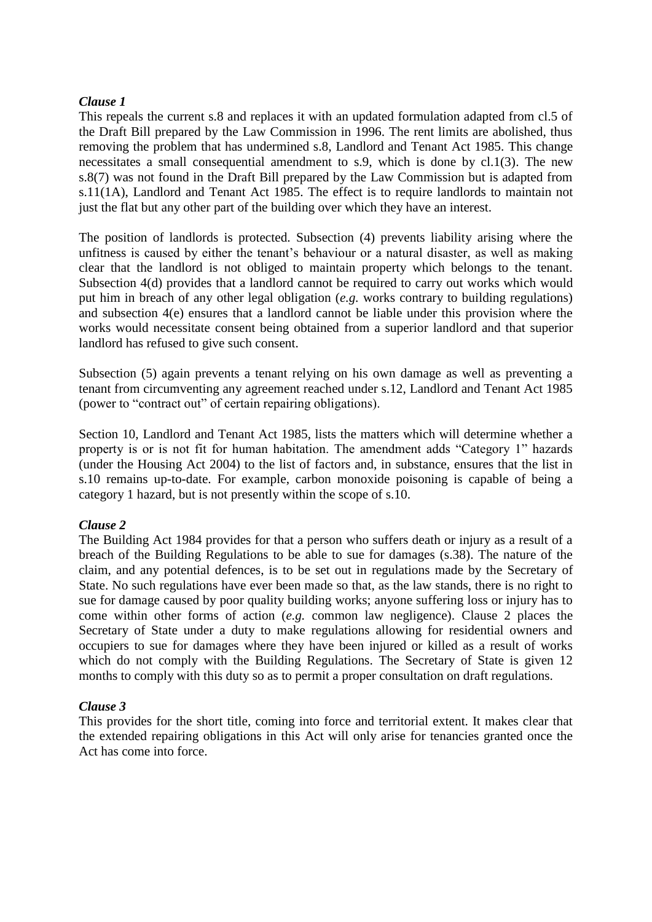***Clause 1***

This repeals the current s.8 and replaces it with an updated formulation adapted from cl.5 of the Draft Bill prepared by the Law Commission in 1996. The rent limits are abolished, thus removing the problem that has undermined s.8, Landlord and Tenant Act 1985. This change necessitates a small consequential amendment to s.9, which is done by cl.1(3). The new s.8(7) was not found in the Draft Bill prepared by the Law Commission but is adapted from s.11(1A), Landlord and Tenant Act 1985. The effect is to require landlords to maintain not just the flat but any other part of the building over which they have an interest.

The position of landlords is protected. Subsection (4) prevents liability arising where the unfitness is caused by either the tenant's behaviour or a natural disaster, as well as making clear that the landlord is not obliged to maintain property which belongs to the tenant. Subsection 4(d) provides that a landlord cannot be required to carry out works which would put him in breach of any other legal obligation (*e.g.* works contrary to building regulations) and subsection 4(e) ensures that a landlord cannot be liable under this provision where the works would necessitate consent being obtained from a superior landlord and that superior landlord has refused to give such consent.

Subsection (5) again prevents a tenant relying on his own damage as well as preventing a tenant from circumventing any agreement reached under s.12, Landlord and Tenant Act 1985 (power to "contract out" of certain repairing obligations).

Section 10, Landlord and Tenant Act 1985, lists the matters which will determine whether a property is or is not fit for human habitation. The amendment adds "Category 1" hazards (under the Housing Act 2004) to the list of factors and, in substance, ensures that the list in s.10 remains up-to-date. For example, carbon monoxide poisoning is capable of being a category 1 hazard, but is not presently within the scope of s.10.

***Clause 2***

The Building Act 1984 provides for that a person who suffers death or injury as a result of a breach of the Building Regulations to be able to sue for damages (s.38). The nature of the claim, and any potential defences, is to be set out in regulations made by the Secretary of State. No such regulations have ever been made so that, as the law stands, there is no right to sue for damage caused by poor quality building works; anyone suffering loss or injury has to come within other forms of action (*e.g.* common law negligence). Clause 2 places the Secretary of State under a duty to make regulations allowing for residential owners and occupiers to sue for damages where they have been injured or killed as a result of works which do not comply with the Building Regulations. The Secretary of State is given 12 months to comply with this duty so as to permit a proper consultation on draft regulations.

***Clause 3***

This provides for the short title, coming into force and territorial extent. It makes clear that the extended repairing obligations in this Act will only arise for tenancies granted once the Act has come into force.